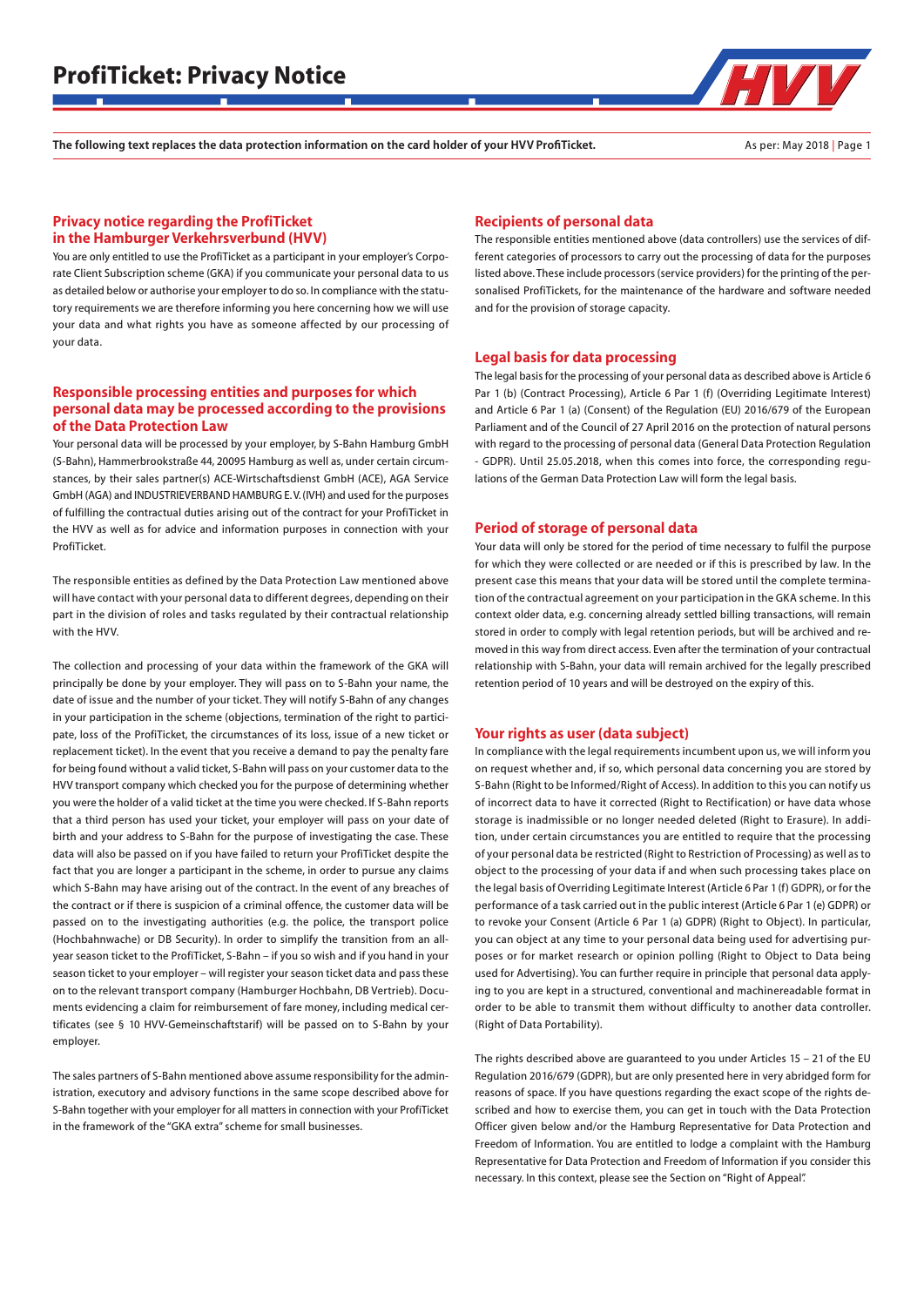# ProfiTicket: Privacy Notice

**The following text replaces the data protection information on the card holder of your HVV ProfiTicket.**

As per: May 2018

## Privacy notice regarding the ProfiTicket in the Hamburger Verkehrsverbund (HVV)

You are only entitled to use the ProfiTicket as a participant in your employer's Corporate Client Subscription scheme (GKA) if you communicate your personal data to us as detailed below or authorise your employer to do so. In compliance with the statutory requirements we are therefore informing you here concerning how we will use your data and what rights you have as someone affected by our processing of your data.

## Responsible processing entities and purposes for which personal data may be processed according to the provisions of the Data Protection Law

Your personal data will be processed by your employer, by S-Bahn Hamburg GmbH (S-Bahn), Hammerbrookstraße 44, 20095 Hamburg as well as, under certain circumstances, by their sales partner(s) ACE-Wirtschaftsdienst GmbH (ACE), AGA Service GmbH (AGA) and INDUSTRIEVERBAND HAMBURG E.V. (IVH) and used for the purposes of fulfilling the contractual duties arising out of the contract for your ProfiTicket in the HVV as well as for advice and information purposes in connection with your ProfiTicket.

The responsible entities as defined by the Data Protection Law mentioned above will have contact with your personal data to different degrees, depending on their part in the division of roles and tasks regulated by their contractual relationship with the HVV.

The collection and processing of your data within the framework of the GKA will principally be done by your employer. They will pass on to S-Bahn your name, the date of issue and the number of your ticket. They will notify S-Bahn of any changes in your participation in the scheme (objections, termination of the right to participate, loss of the ProfiTicket, the circumstances of its loss, issue of a new ticket or replacement ticket). In the event that you receive a demand to pay the penalty fare for being found without a valid ticket, S-Bahn will pass on your customer data to the HVV transport company which checked you for the purpose of determining whether you were the holder of a valid ticket at the time you were checked. If S-Bahn reports that a third person has used your ticket, your employer will pass on your date of birth and your address to S-Bahn for the purpose of investigating the case. These data will also be passed on if you have failed to return your ProfiTicket despite the fact that you are longer a participant in the scheme, in order to pursue any claims which S-Bahn may have arising out of the contract. In the event of any breaches of the contract or if there is suspicion of a criminal offence, the customer data will be passed on to the investigating authorities (e.g. the police, the transport police (Hochbahnwache) or DB Security). In order to simplify the transition from an all-year season ticket to the ProfiTicket, S-Bahn – if you so wish and if you hand in your season ticket to your employer – will register your season ticket data and pass these on to the relevant transport company (Hamburger Hochbahn, DB Vertrieb). Documents evidencing a claim for reimbursement of fare money, including medical certificates (see § 10 HVV-Gemeinschaftstarif) will be passed on to S-Bahn by your employer.

The sales partners of S-Bahn mentioned above assume responsibility for the administration, executory and advisory functions in the same scope described above for S-Bahn together with your employer for all matters in connection with your ProfiTicket in the framework of the "GKA extra" scheme for small businesses.

## Recipients of personal data

The responsible entities mentioned above (data controllers) use the services of different categories of processors to carry out the processing of data for the purposes listed above. These include processors (service providers) for the printing of the personalised ProfiTickets, for the maintenance of the hardware and software needed and for the provision of storage capacity.

## Legal basis for data processing

The legal basis for the processing of your personal data as described above is Article 6 Par 1 (b) (Contract Processing), Article 6 Par 1 (f) (Overriding Legitimate Interest) and Article 6 Par 1 (a) (Consent) of the Regulation (EU) 2016/679 of the European Parliament and of the Council of 27 April 2016 on the protection of natural persons with regard to the processing of personal data (General Data Protection Regulation - GDPR). Until 25.05.2018, when this comes into force, the corresponding regulations of the German Data Protection Law will form the legal basis.

## Period of storage of personal data

Your data will only be stored for the period of time necessary to fulfil the purpose for which they were collected or are needed or if this is prescribed by law. In the present case this means that your data will be stored until the complete termination of the contractual agreement on your participation in the GKA scheme. In this context older data, e.g. concerning already settled billing transactions, will remain stored in order to comply with legal retention periods, but will be archived and removed in this way from direct access. Even after the termination of your contractual relationship with S-Bahn, your data will remain archived for the legally prescribed retention period of 10 years and will be destroyed on the expiry of this.

## Your rights as user (data subject)

In compliance with the legal requirements incumbent upon us, we will inform you on request whether and, if so, which personal data concerning you are stored by S-Bahn (Right to be Informed/Right of Access). In addition to this you can notify us of incorrect data to have it corrected (Right to Rectification) or have data whose storage is inadmissible or no longer needed deleted (Right to Erasure). In addition, under certain circumstances you are entitled to require that the processing of your personal data be restricted (Right to Restriction of Processing) as well as to object to the processing of your data if and when such processing takes place on the legal basis of Overriding Legitimate Interest (Article 6 Par 1 (f) GDPR), or for the performance of a task carried out in the public interest (Article 6 Par 1 (e) GDPR) or to revoke your Consent (Article 6 Par 1 (a) GDPR) (Right to Object). In particular, you can object at any time to your personal data being used for advertising purposes or for market research or opinion polling (Right to Object to Data being used for Advertising). You can further require in principle that personal data applying to you are kept in a structured, conventional and machinereadable format in order to be able to transmit them without difficulty to another data controller. (Right of Data Portability).

The rights described above are guaranteed to you under Articles 15 – 21 of the EU Regulation 2016/679 (GDPR), but are only presented here in very abridged form for reasons of space. If you have questions regarding the exact scope of the rights described and how to exercise them, you can get in touch with the Data Protection Officer given below and/or the Hamburg Representative for Data Protection and Freedom of Information. You are entitled to lodge a complaint with the Hamburg Representative for Data Protection and Freedom of Information if you consider this necessary. In this context, please see the Section on "Right of Appeal".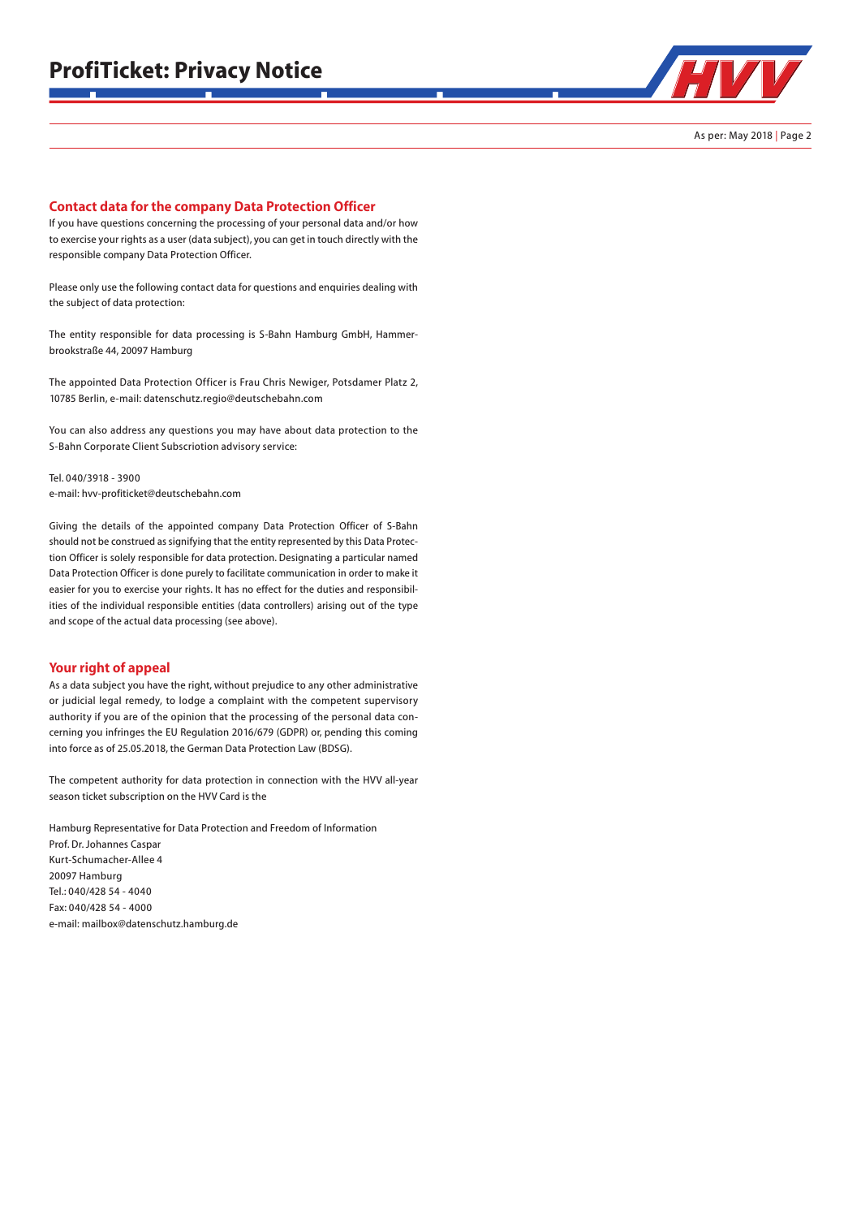## Contact data for the company Data Protection Officer

If you have questions concerning the processing of your personal data and/or how to exercise your rights as a user (data subject), you can get in touch directly with the responsible company Data Protection Officer.

Please only use the following contact data for questions and enquiries dealing with the subject of data protection:

The entity responsible for data processing is S-Bahn Hamburg GmbH, Hammerbrookstraße 44, 20097 Hamburg

The appointed Data Protection Officer is Frau Chris Newiger, Potsdamer Platz 2, 10785 Berlin, e-mail: datenschutz.regio@deutschebahn.com

You can also address any questions you may have about data protection to the S-Bahn Corporate Client Subscriotion advisory service:

Tel. 040/3918 - 3900
e-mail: hvv-profiticket@deutschebahn.com

Giving the details of the appointed company Data Protection Officer of S-Bahn should not be construed as signifying that the entity represented by this Data Protection Officer is solely responsible for data protection. Designating a particular named Data Protection Officer is done purely to facilitate communication in order to make it easier for you to exercise your rights. It has no effect for the duties and responsibilities of the individual responsible entities (data controllers) arising out of the type and scope of the actual data processing (see above).

## Your right of appeal

As a data subject you have the right, without prejudice to any other administrative or judicial legal remedy, to lodge a complaint with the competent supervisory authority if you are of the opinion that the processing of the personal data concerning you infringes the EU Regulation 2016/679 (GDPR) or, pending this coming into force as of 25.05.2018, the German Data Protection Law (BDSG).

The competent authority for data protection in connection with the HVV all-year season ticket subscription on the HVV Card is the

Hamburg Representative for Data Protection and Freedom of Information
Prof. Dr. Johannes Caspar
Kurt-Schumacher-Allee 4
20097 Hamburg
Tel.: 040/428 54 - 4040
Fax: 040/428 54 - 4000
e-mail: mailbox@datenschutz.hamburg.de